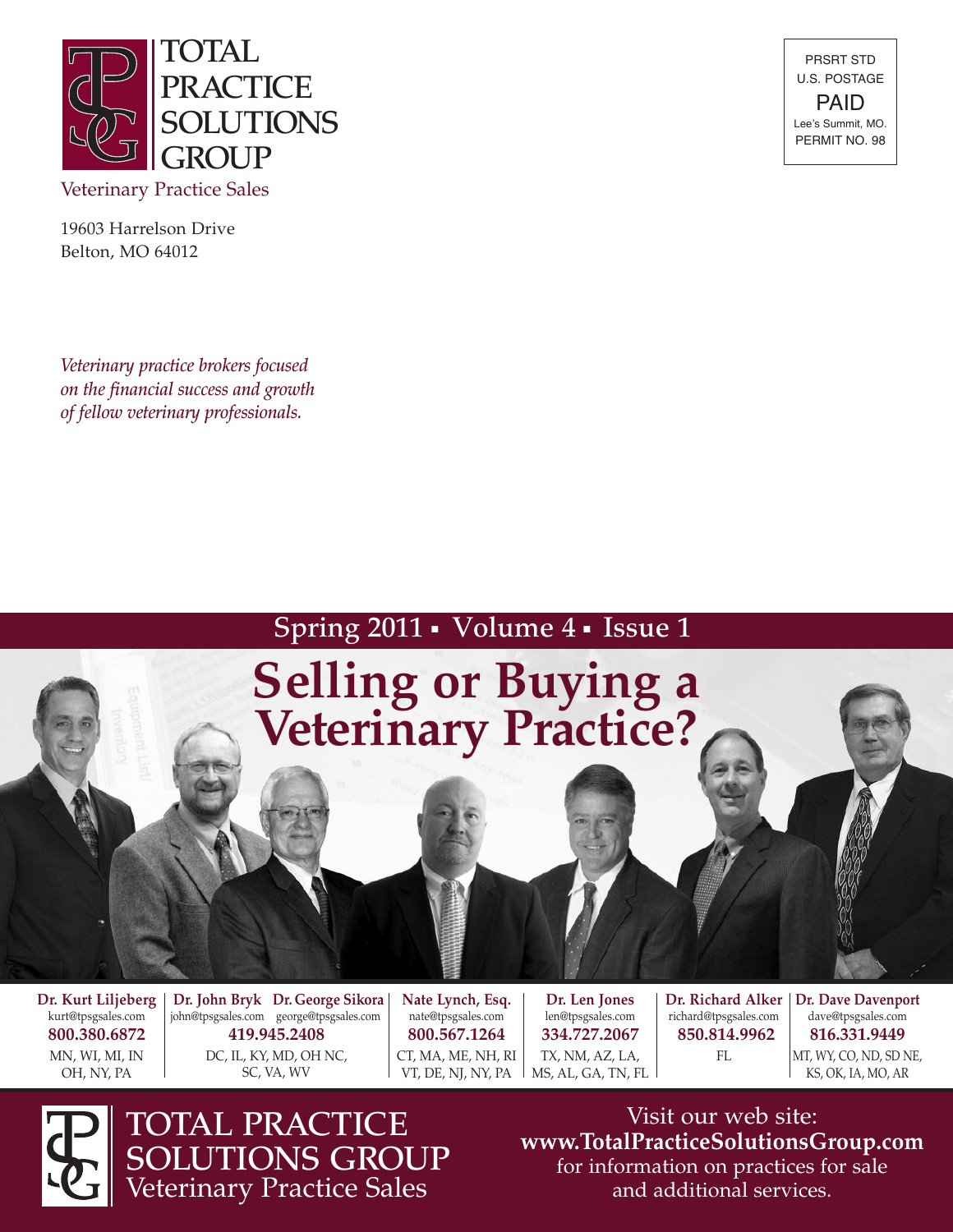# TOTAL PRACTICE SOLUTIONS GROUP

Veterinary Practice Sales

19603 Harrelson Drive
Belton, MO 64012

PRSRT STD
U.S. POSTAGE
PAID
Lee's Summit, MO.
PERMIT NO. 98

*Veterinary practice brokers focused on the financial success and growth of fellow veterinary professionals.*

**Spring 2011 ▪ Volume 4 ▪ Issue 1**

# Selling or Buying a Veterinary Practice?

| Dr. Kurt Liljeberg | Dr. John Bryk / Dr. George Sikora | Nate Lynch, Esq. | Dr. Len Jones | Dr. Richard Alker | Dr. Dave Davenport |
|---|---|---|---|---|---|
| kurt@tpsgsales.com | john@tpsgsales.com george@tpsgsales.com | nate@tpsgsales.com | len@tpsgsales.com | richard@tpsgsales.com | dave@tpsgsales.com |
| **800.380.6872** | **419.945.2408** | **800.567.1264** | **334.727.2067** | **850.814.9962** | **816.331.9449** |
| MN, WI, MI, IN OH, NY, PA | DC, IL, KY, MD, OH NC, SC, VA, WV | CT, MA, ME, NH, RI VT, DE, NJ, NY, PA | TX, NM, AZ, LA, MS, AL, GA, TN, FL | FL | MT, WY, CO, ND, SD NE, KS, OK, IA, MO, AR |

TOTAL PRACTICE SOLUTIONS GROUP
Veterinary Practice Sales

Visit our web site:
**www.TotalPracticeSolutionsGroup.com**
for information on practices for sale and additional services.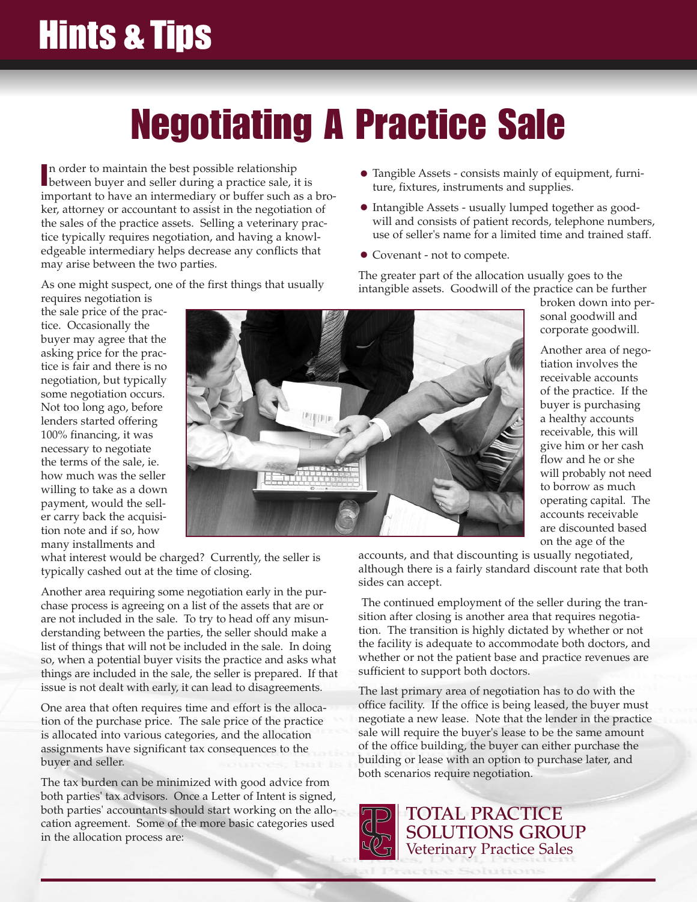# Hints & Tips

# Negotiating A Practice Sale

In order to maintain the best possible relationship between buyer and seller during a practice sale, it is important to have an intermediary or buffer such as a broker, attorney or accountant to assist in the negotiation of the sales of the practice assets. Selling a veterinary practice typically requires negotiation, and having a knowledgeable intermediary helps decrease any conflicts that may arise between the two parties.

As one might suspect, one of the first things that usually requires negotiation is the sale price of the practice. Occasionally the buyer may agree that the asking price for the practice is fair and there is no negotiation, but typically some negotiation occurs. Not too long ago, before lenders started offering 100% financing, it was necessary to negotiate the terms of the sale, ie. how much was the seller willing to take as a down payment, would the seller carry back the acquisition note and if so, how many installments and what interest would be charged? Currently, the seller is typically cashed out at the time of closing.

Another area requiring some negotiation early in the purchase process is agreeing on a list of the assets that are or are not included in the sale. To try to head off any misunderstanding between the parties, the seller should make a list of things that will not be included in the sale. In doing so, when a potential buyer visits the practice and asks what things are included in the sale, the seller is prepared. If that issue is not dealt with early, it can lead to disagreements.

One area that often requires time and effort is the allocation of the purchase price. The sale price of the practice is allocated into various categories, and the allocation assignments have significant tax consequences to the buyer and seller.

The tax burden can be minimized with good advice from both parties' tax advisors. Once a Letter of Intent is signed, both parties' accountants should start working on the allocation agreement. Some of the more basic categories used in the allocation process are:

- Tangible Assets - consists mainly of equipment, furniture, fixtures, instruments and supplies.
- Intangible Assets - usually lumped together as goodwill and consists of patient records, telephone numbers, use of seller's name for a limited time and trained staff.
- Covenant - not to compete.

The greater part of the allocation usually goes to the intangible assets. Goodwill of the practice can be further broken down into personal goodwill and corporate goodwill.

Another area of negotiation involves the receivable accounts of the practice. If the buyer is purchasing a healthy accounts receivable, this will give him or her cash flow and he or she will probably not need to borrow as much operating capital. The accounts receivable are discounted based on the age of the accounts, and that discounting is usually negotiated, although there is a fairly standard discount rate that both sides can accept.

The continued employment of the seller during the transition after closing is another area that requires negotiation. The transition is highly dictated by whether or not the facility is adequate to accommodate both doctors, and whether or not the patient base and practice revenues are sufficient to support both doctors.

The last primary area of negotiation has to do with the office facility. If the office is being leased, the buyer must negotiate a new lease. Note that the lender in the practice sale will require the buyer's lease to be the same amount of the office building, the buyer can either purchase the building or lease with an option to purchase later, and both scenarios require negotiation.

TOTAL PRACTICE SOLUTIONS GROUP
Veterinary Practice Sales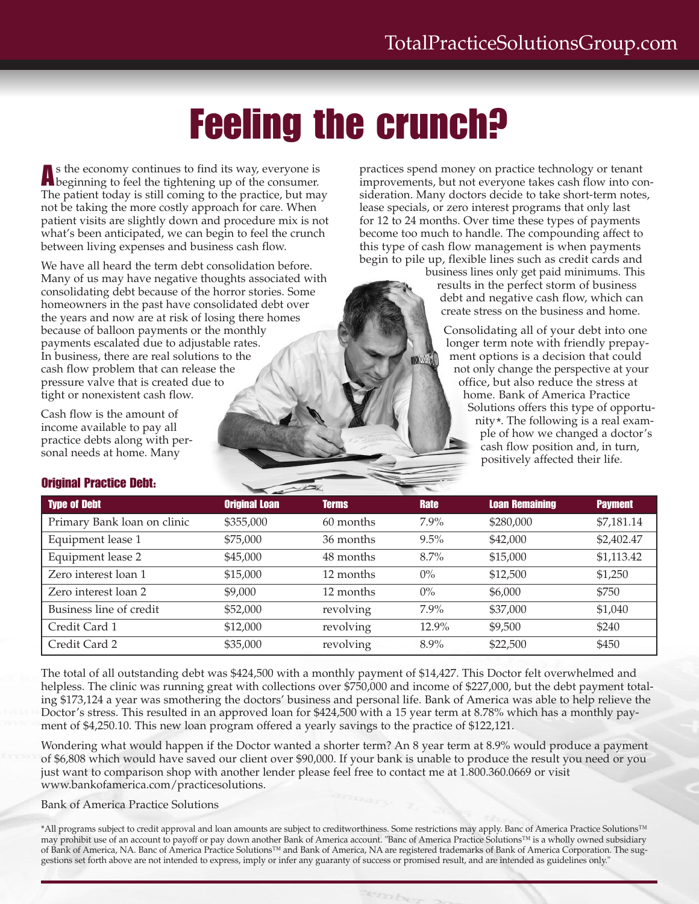# Feeling the crunch?

As the economy continues to find its way, everyone is beginning to feel the tightening up of the consumer. The patient today is still coming to the practice, but may not be taking the more costly approach for care. When patient visits are slightly down and procedure mix is not what's been anticipated, we can begin to feel the crunch between living expenses and business cash flow.

We have all heard the term debt consolidation before. Many of us may have negative thoughts associated with consolidating debt because of the horror stories. Some homeowners in the past have consolidated debt over the years and now are at risk of losing there homes because of balloon payments or the monthly payments escalated due to adjustable rates. In business, there are real solutions to the cash flow problem that can release the pressure valve that is created due to tight or nonexistent cash flow.

Cash flow is the amount of income available to pay all practice debts along with personal needs at home. Many practices spend money on practice technology or tenant improvements, but not everyone takes cash flow into consideration. Many doctors decide to take short-term notes, lease specials, or zero interest programs that only last for 12 to 24 months. Over time these types of payments become too much to handle. The compounding affect to this type of cash flow management is when payments begin to pile up, flexible lines such as credit cards and business lines only get paid minimums. This results in the perfect storm of business debt and negative cash flow, which can create stress on the business and home.

Consolidating all of your debt into one longer term note with friendly prepayment options is a decision that could not only change the perspective at your office, but also reduce the stress at home. Bank of America Practice Solutions offers this type of opportunity*. The following is a real example of how we changed a doctor's cash flow position and, in turn, positively affected their life.

### Original Practice Debt:

| Type of Debt | Original Loan | Terms | Rate | Loan Remaining | Payment |
|---|---|---|---|---|---|
| Primary Bank loan on clinic | $355,000 | 60 months | 7.9% | $280,000 | $7,181.14 |
| Equipment lease 1 | $75,000 | 36 months | 9.5% | $42,000 | $2,402.47 |
| Equipment lease 2 | $45,000 | 48 months | 8.7% | $15,000 | $1,113.42 |
| Zero interest loan 1 | $15,000 | 12 months | 0% | $12,500 | $1,250 |
| Zero interest loan 2 | $9,000 | 12 months | 0% | $6,000 | $750 |
| Business line of credit | $52,000 | revolving | 7.9% | $37,000 | $1,040 |
| Credit Card 1 | $12,000 | revolving | 12.9% | $9,500 | $240 |
| Credit Card 2 | $35,000 | revolving | 8.9% | $22,500 | $450 |

The total of all outstanding debt was $424,500 with a monthly payment of $14,427. This Doctor felt overwhelmed and helpless. The clinic was running great with collections over $750,000 and income of $227,000, but the debt payment totaling $173,124 a year was smothering the doctors' business and personal life. Bank of America was able to help relieve the Doctor's stress. This resulted in an approved loan for $424,500 with a 15 year term at 8.78% which has a monthly payment of $4,250.10. This new loan program offered a yearly savings to the practice of $122,121.

Wondering what would happen if the Doctor wanted a shorter term? An 8 year term at 8.9% would produce a payment of $6,808 which would have saved our client over $90,000. If your bank is unable to produce the result you need or you just want to comparison shop with another lender please feel free to contact me at 1.800.360.0669 or visit www.bankofamerica.com/practicesolutions.

Bank of America Practice Solutions

*All programs subject to credit approval and loan amounts are subject to creditworthiness. Some restrictions may apply. Banc of America Practice Solutions™ may prohibit use of an account to payoff or pay down another Bank of America account. "Banc of America Practice Solutions™ is a wholly owned subsidiary of Bank of America, NA. Banc of America Practice Solutions™ and Bank of America, NA are registered trademarks of Bank of America Corporation. The suggestions set forth above are not intended to express, imply or infer any guaranty of success or promised result, and are intended as guidelines only."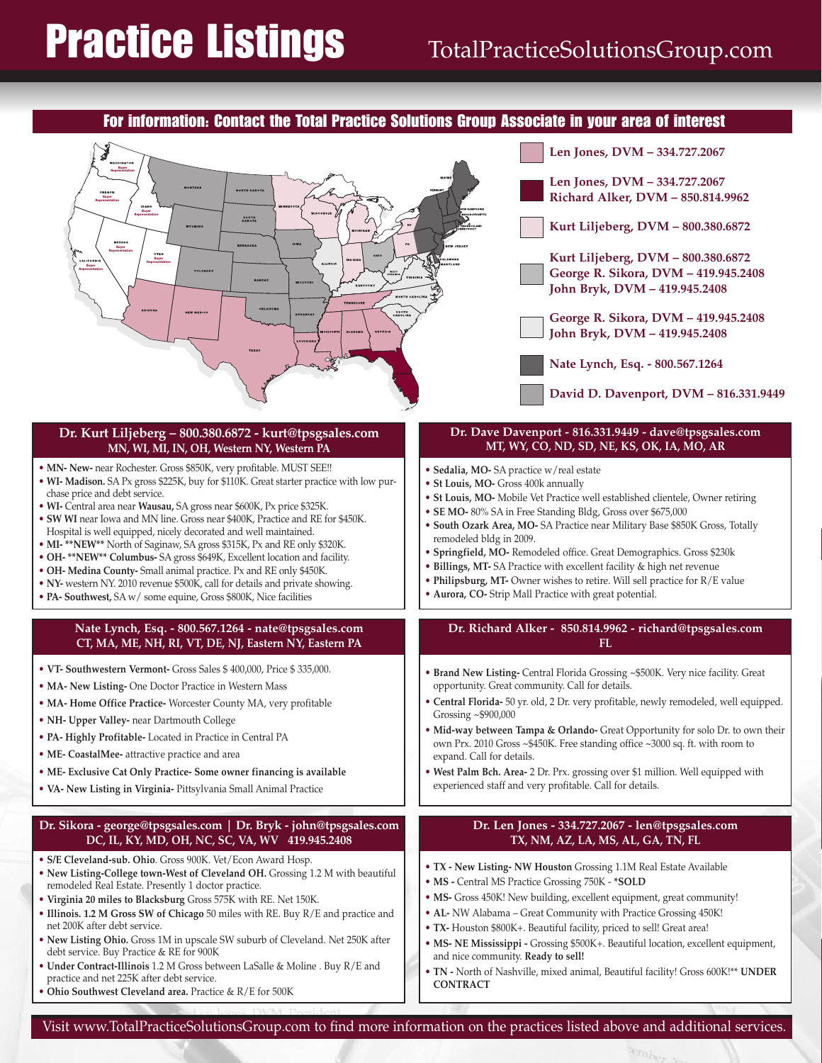# Practice Listings

TotalPracticeSolutionsGroup.com

## For information: Contact the Total Practice Solutions Group Associate in your area of interest

WASHINGTON Buyer Representation
OREGON Buyer Representation
IDAHO Buyer Representation
NEVADA Buyer Representation
CALIFORNIA Buyer Representation
UTAH Buyer Representation
MONTANA
NORTH DAKOTA
SOUTH DAKOTA
WYOMING
NEBRASKA
COLORADO
KANSAS
ARIZONA
NEW MEXICO
OKLAHOMA
TEXAS
MINNESOTA
IOWA
MISSOURI
ARKANSAS
LOUISIANA
WISCONSIN
ILLINOIS
MICHIGAN
INDIANA
OHIO
KENTUCKY
TENNESSEE
MISSISSIPPI
ALABAMA
GEORGIA
WEST VIRGINIA
VIRGINIA
NORTH CAROLINA
SOUTH CAROLINA
PA
NY
MAINE
VERMONT
NEW HAMPSHIRE
MASSACHUSETTS
RHODE ISLAND
CONNECTICUT
NEW JERSEY
DELAWARE
MARYLAND

- **Len Jones, DVM – 334.727.2067**
- **Len Jones, DVM – 334.727.2067**
  **Richard Alker, DVM – 850.814.9962**
- **Kurt Liljeberg, DVM – 800.380.6872**
- **Kurt Liljeberg, DVM – 800.380.6872**
  **George R. Sikora, DVM – 419.945.2408**
  **John Bryk, DVM – 419.945.2408**
- **George R. Sikora, DVM – 419.945.2408**
  **John Bryk, DVM – 419.945.2408**
- **Nate Lynch, Esq. - 800.567.1264**
- **David D. Davenport, DVM – 816.331.9449**

### Dr. Kurt Liljeberg – 800.380.6872 - kurt@tpsgsales.com
### MN, WI, MI, IN, OH, Western NY, Western PA

- **MN- New-** near Rochester. Gross $850K, very profitable. MUST SEE!!
- **WI- Madison.** SA Px gross $225K, buy for $110K. Great starter practice with low purchase price and debt service.
- **WI-** Central area near **Wausau,** SA gross near $600K, Px price $325K.
- **SW WI** near Iowa and MN line. Gross near $400K, Practice and RE for $450K. Hospital is well equipped, nicely decorated and well maintained.
- **MI- **NEW**** North of Saginaw, SA gross $315K, Px and RE only $320K.
- **OH- **NEW** Columbus-** SA gross $649K, Excellent location and facility.
- **OH- Medina County-** Small animal practice. Px and RE only $450K.
- **NY-** western NY. 2010 revenue $500K, call for details and private showing.
- **PA- Southwest,** SA w/ some equine, Gross $800K, Nice facilities

### Nate Lynch, Esq. - 800.567.1264 - nate@tpsgsales.com
### CT, MA, ME, NH, RI, VT, DE, NJ, Eastern NY, Eastern PA

- **VT- Southwestern Vermont-** Gross Sales $ 400,000, Price $ 335,000.
- **MA- New Listing-** One Doctor Practice in Western Mass
- **MA- Home Office Practice-** Worcester County MA, very profitable
- **NH- Upper Valley-** near Dartmouth College
- **PA- Highly Profitable-** Located in Practice in Central PA
- **ME- CoastalMee-** attractive practice and area
- **ME- Exclusive Cat Only Practice- Some owner financing is available**
- **VA- New Listing in Virginia-** Pittsylvania Small Animal Practice

### Dr. Sikora - george@tpsgsales.com | Dr. Bryk - john@tpsgsales.com
### DC, IL, KY, MD, OH, NC, SC, VA, WV 419.945.2408

- **S/E Cleveland-sub. Ohio**. Gross 900K. Vet/Econ Award Hosp.
- **New Listing-College town-West of Cleveland OH.** Grossing 1.2 M with beautiful remodeled Real Estate. Presently 1 doctor practice.
- **Virginia 20 miles to Blacksburg** Gross 575K with RE. Net 150K.
- **Illinois. 1.2 M Gross SW of Chicago** 50 miles with RE. Buy R/E and practice and net 200K after debt service.
- **New Listing Ohio.** Gross 1M in upscale SW suburb of Cleveland. Net 250K after debt service. Buy Practice & RE for 900K
- **Under Contract-Illinois** 1.2 M Gross between LaSalle & Moline . Buy R/E and practice and net 225K after debt service.
- **Ohio Southwest Cleveland area.** Practice & R/E for 500K

### Dr. Dave Davenport - 816.331.9449 - dave@tpsgsales.com
### MT, WY, CO, ND, SD, NE, KS, OK, IA, MO, AR

- **Sedalia, MO-** SA practice w/real estate
- **St Louis, MO-** Gross 400k annually
- **St Louis, MO-** Mobile Vet Practice well established clientele, Owner retiring
- **SE MO-** 80% SA in Free Standing Bldg, Gross over $675,000
- **South Ozark Area, MO-** SA Practice near Military Base $850K Gross, Totally remodeled bldg in 2009.
- **Springfield, MO-** Remodeled office. Great Demographics. Gross $230k
- **Billings, MT-** SA Practice with excellent facility & high net revenue
- **Philipsburg, MT-** Owner wishes to retire. Will sell practice for R/E value
- **Aurora, CO-** Strip Mall Practice with great potential.

### Dr. Richard Alker - 850.814.9962 - richard@tpsgsales.com
### FL

- **Brand New Listing-** Central Florida Grossing ~$500K. Very nice facility. Great opportunity. Great community. Call for details.
- **Central Florida-** 50 yr. old, 2 Dr. very profitable, newly remodeled, well equipped. Grossing ~$900,000
- **Mid-way between Tampa & Orlando-** Great Opportunity for solo Dr. to own their own Prx. 2010 Gross ~$450K. Free standing office ~3000 sq. ft. with room to expand. Call for details.
- **West Palm Bch. Area-** 2 Dr. Prx. grossing over $1 million. Well equipped with experienced staff and very profitable. Call for details.

### Dr. Len Jones - 334.727.2067 - len@tpsgsales.com
### TX, NM, AZ, LA, MS, AL, GA, TN, FL

- **TX - New Listing- NW Houston** Grossing 1.1M Real Estate Available
- **MS -** Central MS Practice Grossing 750K - ***SOLD**
- **MS-** Gross 450K! New building, excellent equipment, great community!
- **AL-** NW Alabama – Great Community with Practice Grossing 450K!
- **TX-** Houston $800K+. Beautiful facility, priced to sell! Great area!
- **MS- NE Mississippi -** Grossing $500K+. Beautiful location, excellent equipment, and nice community. **Ready to sell!**
- **TN -** North of Nashville, mixed animal, Beautiful facility! Gross 600K!** **UNDER CONTRACT**

Visit www.TotalPracticeSolutionsGroup.com to find more information on the practices listed above and additional services.